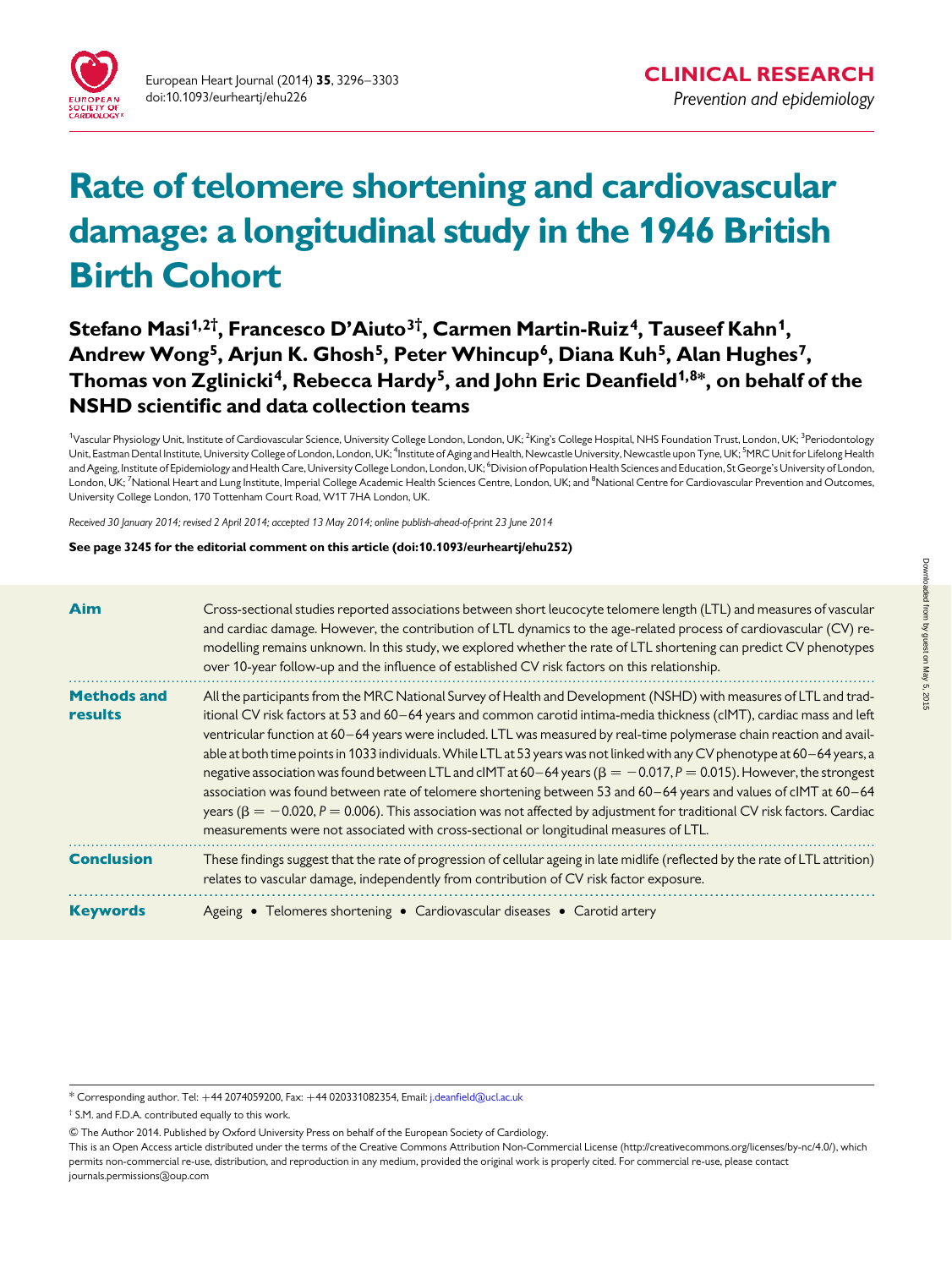CLINICAL RESEARCH

*Prevention and epidemiology*

# Rate of telomere shortening and cardiovascular damage: a longitudinal study in the 1946 British Birth Cohort

**Stefano Masi[1,2†], Francesco D'Aiuto[3†], Carmen Martin-Ruiz[4], Tauseef Kahn[1], Andrew Wong[5], Arjun K. Ghosh[5], Peter Whincup[6], Diana Kuh[5], Alan Hughes[7], Thomas von Zglinicki[4], Rebecca Hardy[5], and John Eric Deanfield[1,8]*, on behalf of the NSHD scientific and data collection teams**

[1]Vascular Physiology Unit, Institute of Cardiovascular Science, University College London, London, UK; [2]King's College Hospital, NHS Foundation Trust, London, UK; [3]Periodontology Unit, Eastman Dental Institute, University College of London, London, UK; [4]Institute of Aging and Health, Newcastle University, Newcastle upon Tyne, UK; [5]MRC Unit for Lifelong Health and Ageing, Institute of Epidemiology and Health Care, University College London, London, UK; [6]Division of Population Health Sciences and Education, St George's University of London, London, UK; [7]National Heart and Lung Institute, Imperial College Academic Health Sciences Centre, London, UK; and [8]National Centre for Cardiovascular Prevention and Outcomes, University College London, 170 Tottenham Court Road, W1T 7HA London, UK.

*Received 30 January 2014; revised 2 April 2014; accepted 13 May 2014; online publish-ahead-of-print 23 June 2014*

**See page 3245 for the editorial comment on this article (doi:10.1093/eurheartj/ehu252)**

**Aim**

Cross-sectional studies reported associations between short leucocyte telomere length (LTL) and measures of vascular and cardiac damage. However, the contribution of LTL dynamics to the age-related process of cardiovascular (CV) remodelling remains unknown. In this study, we explored whether the rate of LTL shortening can predict CV phenotypes over 10-year follow-up and the influence of established CV risk factors on this relationship.

**Methods and results**

All the participants from the MRC National Survey of Health and Development (NSHD) with measures of LTL and traditional CV risk factors at 53 and 60–64 years and common carotid intima-media thickness (cIMT), cardiac mass and left ventricular function at 60–64 years were included. LTL was measured by real-time polymerase chain reaction and available at both time points in 1033 individuals. While LTL at 53 years was not linked with any CV phenotype at 60–64 years, a negative association was found between LTL and cIMT at 60–64 years ($\beta = -0.017$, $P = 0.015$). However, the strongest association was found between rate of telomere shortening between 53 and 60–64 years and values of cIMT at 60–64 years ($\beta = -0.020$, $P = 0.006$). This association was not affected by adjustment for traditional CV risk factors. Cardiac measurements were not associated with cross-sectional or longitudinal measures of LTL.

**Conclusion**

These findings suggest that the rate of progression of cellular ageing in late midlife (reflected by the rate of LTL attrition) relates to vascular damage, independently from contribution of CV risk factor exposure.

**Keywords**

Ageing • Telomeres shortening • Cardiovascular diseases • Carotid artery

---

* Corresponding author. Tel: +44 2074059200, Fax: +44 020331082354, Email: j.deanfield@ucl.ac.uk

† S.M. and F.D.A. contributed equally to this work.

© The Author 2014. Published by Oxford University Press on behalf of the European Society of Cardiology.
This is an Open Access article distributed under the terms of the Creative Commons Attribution Non-Commercial License (http://creativecommons.org/licenses/by-nc/4.0/), which permits non-commercial re-use, distribution, and reproduction in any medium, provided the original work is properly cited. For commercial re-use, please contact journals.permissions@oup.com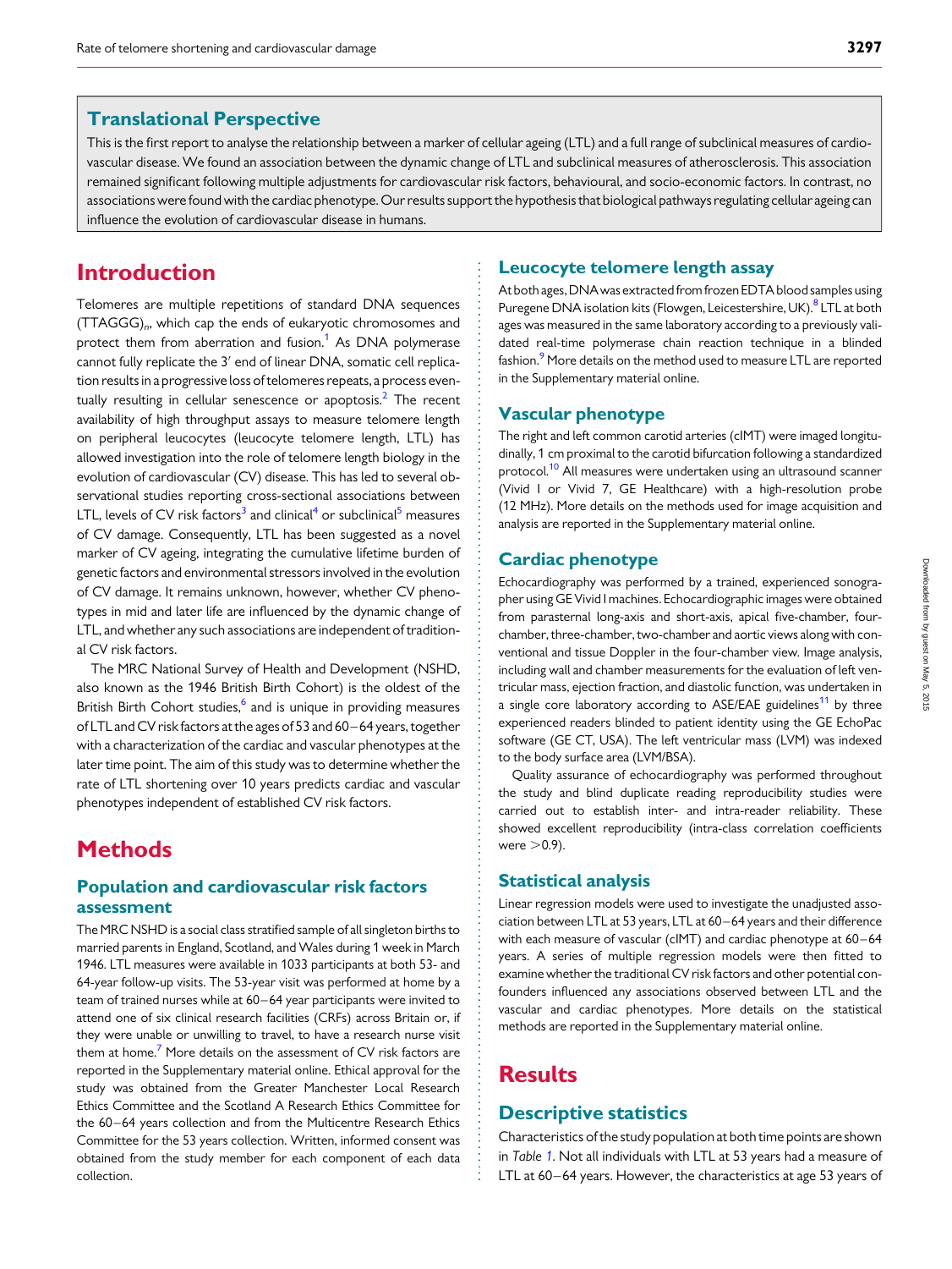## Translational Perspective

This is the first report to analyse the relationship between a marker of cellular ageing (LTL) and a full range of subclinical measures of cardiovascular disease. We found an association between the dynamic change of LTL and subclinical measures of atherosclerosis. This association remained significant following multiple adjustments for cardiovascular risk factors, behavioural, and socio-economic factors. In contrast, no associations were found with the cardiac phenotype. Our results support the hypothesis that biological pathways regulating cellular ageing can influence the evolution of cardiovascular disease in humans.

# Introduction

Telomeres are multiple repetitions of standard DNA sequences $(TTAGGG)_n$, which cap the ends of eukaryotic chromosomes and protect them from aberration and fusion.[1] As DNA polymerase cannot fully replicate the 3′ end of linear DNA, somatic cell replication results in a progressive loss of telomeres repeats, a process eventually resulting in cellular senescence or apoptosis.[2] The recent availability of high throughput assays to measure telomere length on peripheral leucocytes (leucocyte telomere length, LTL) has allowed investigation into the role of telomere length biology in the evolution of cardiovascular (CV) disease. This has led to several observational studies reporting cross-sectional associations between LTL, levels of CV risk factors[3] and clinical[4] or subclinical[5] measures of CV damage. Consequently, LTL has been suggested as a novel marker of CV ageing, integrating the cumulative lifetime burden of genetic factors and environmental stressors involved in the evolution of CV damage. It remains unknown, however, whether CV phenotypes in mid and later life are influenced by the dynamic change of LTL, and whether any such associations are independent of traditional CV risk factors.

The MRC National Survey of Health and Development (NSHD, also known as the 1946 British Birth Cohort) is the oldest of the British Birth Cohort studies,[6] and is unique in providing measures of LTL and CV risk factors at the ages of 53 and 60–64 years, together with a characterization of the cardiac and vascular phenotypes at the later time point. The aim of this study was to determine whether the rate of LTL shortening over 10 years predicts cardiac and vascular phenotypes independent of established CV risk factors.

# Methods

## Population and cardiovascular risk factors assessment

The MRC NSHD is a social class stratified sample of all singleton births to married parents in England, Scotland, and Wales during 1 week in March 1946. LTL measures were available in 1033 participants at both 53- and 64-year follow-up visits. The 53-year visit was performed at home by a team of trained nurses while at 60–64 year participants were invited to attend one of six clinical research facilities (CRFs) across Britain or, if they were unable or unwilling to travel, to have a research nurse visit them at home.[7] More details on the assessment of CV risk factors are reported in the Supplementary material online. Ethical approval for the study was obtained from the Greater Manchester Local Research Ethics Committee and the Scotland A Research Ethics Committee for the 60–64 years collection and from the Multicentre Research Ethics Committee for the 53 years collection. Written, informed consent was obtained from the study member for each component of each data collection.

## Leucocyte telomere length assay

At both ages, DNA was extracted from frozen EDTA blood samples using Puregene DNA isolation kits (Flowgen, Leicestershire, UK).[8] LTL at both ages was measured in the same laboratory according to a previously validated real-time polymerase chain reaction technique in a blinded fashion.[9] More details on the method used to measure LTL are reported in the Supplementary material online.

## Vascular phenotype

The right and left common carotid arteries (cIMT) were imaged longitudinally, 1 cm proximal to the carotid bifurcation following a standardized protocol.[10] All measures were undertaken using an ultrasound scanner (Vivid I or Vivid 7, GE Healthcare) with a high-resolution probe (12 MHz). More details on the methods used for image acquisition and analysis are reported in the Supplementary material online.

## Cardiac phenotype

Echocardiography was performed by a trained, experienced sonographer using GE Vivid I machines. Echocardiographic images were obtained from parasternal long-axis and short-axis, apical five-chamber, four-chamber, three-chamber, two-chamber and aortic views along with conventional and tissue Doppler in the four-chamber view. Image analysis, including wall and chamber measurements for the evaluation of left ventricular mass, ejection fraction, and diastolic function, was undertaken in a single core laboratory according to ASE/EAE guidelines[11] by three experienced readers blinded to patient identity using the GE EchoPac software (GE CT, USA). The left ventricular mass (LVM) was indexed to the body surface area (LVM/BSA).

Quality assurance of echocardiography was performed throughout the study and blind duplicate reading reproducibility studies were carried out to establish inter- and intra-reader reliability. These showed excellent reproducibility (intra-class correlation coefficients were >0.9).

## Statistical analysis

Linear regression models were used to investigate the unadjusted association between LTL at 53 years, LTL at 60–64 years and their difference with each measure of vascular (cIMT) and cardiac phenotype at 60–64 years. A series of multiple regression models were then fitted to examine whether the traditional CV risk factors and other potential confounders influenced any associations observed between LTL and the vascular and cardiac phenotypes. More details on the statistical methods are reported in the Supplementary material online.

# Results

## Descriptive statistics

Characteristics of the study population at both time points are shown in *Table 1*. Not all individuals with LTL at 53 years had a measure of LTL at 60–64 years. However, the characteristics at age 53 years of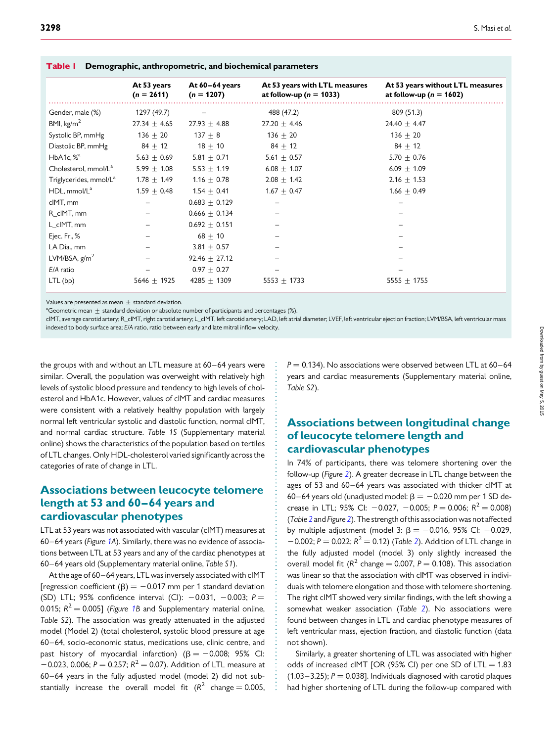**Table 1** Demographic, anthropometric, and biochemical parameters

| | At 53 years ($n$ = 2611) | At 60–64 years ($n$ = 1207) | At 53 years with LTL measures at follow-up ($n$ = 1033) | At 53 years without LTL measures at follow-up ($n$ = 1602) |
|---|---|---|---|---|
| Gender, male (%) | 1297 (49.7) | – | 488 (47.2) | 809 (51.3) |
| BMI, kg/m$^2$ | 27.34 ± 4.65 | 27.93 ± 4.88 | 27.20 ± 4.46 | 24.40 ± 4.47 |
| Systolic BP, mmHg | 136 ± 20 | 137 ± 8 | 136 ± 20 | 136 ± 20 |
| Diastolic BP, mmHg | 84 ± 12 | 18 ± 10 | 84 ± 12 | 84 ± 12 |
| HbA1c, %[a] | 5.63 ± 0.69 | 5.81 ± 0.71 | 5.61 ± 0.57 | 5.70 ± 0.76 |
| Cholesterol, mmol/L[a] | 5.99 ± 1.08 | 5.53 ± 1.19 | 6.08 ± 1.07 | 6.09 ± 1.09 |
| Triglycerides, mmol/L[a] | 1.78 ± 1.49 | 1.16 ± 0.78 | 2.08 ± 1.42 | 2.16 ± 1.53 |
| HDL, mmol/L[a] | 1.59 ± 0.48 | 1.54 ± 0.41 | 1.67 ± 0.47 | 1.66 ± 0.49 |
| cIMT, mm | – | 0.683 ± 0.129 | – | – |
| R_cIMT, mm | – | 0.666 ± 0.134 | – | – |
| L_cIMT, mm | – | 0.692 ± 0.151 | – | – |
| Ejec. Fr., % | – | 68 ± 10 | – | – |
| LA Dia., mm | – | 3.81 ± 0.57 | – | – |
| LVM/BSA, g/m$^2$ | – | 92.46 ± 27.12 | – | – |
| *E/A* ratio | – | 0.97 ± 0.27 | – | – |
| LTL (bp) | 5646 ± 1925 | 4285 ± 1309 | 5553 ± 1733 | 5555 ± 1755 |

Values are presented as mean ± standard deviation.
[a]Geometric mean ± standard deviation or absolute number of participants and percentages (%).
cIMT, average carotid artery; R_cIMT, right carotid artery; L_cIMT, left carotid artery; LAD, left atrial diameter; LVEF, left ventricular ejection fraction; LVM/BSA, left ventricular mass indexed to body surface area; *E/A* ratio, ratio between early and late mitral inflow velocity.

the groups with and without an LTL measure at 60–64 years were similar. Overall, the population was overweight with relatively high levels of systolic blood pressure and tendency to high levels of cholesterol and HbA1c. However, values of cIMT and cardiac measures were consistent with a relatively healthy population with largely normal left ventricular systolic and diastolic function, normal cIMT, and normal cardiac structure. *Table 1S* (Supplementary material online) shows the characteristics of the population based on tertiles of LTL changes. Only HDL-cholesterol varied significantly across the categories of rate of change in LTL.

## Associations between leucocyte telomere length at 53 and 60–64 years and cardiovascular phenotypes

LTL at 53 years was not associated with vascular (cIMT) measures at 60–64 years (*Figure 1A*). Similarly, there was no evidence of associations between LTL at 53 years and any of the cardiac phenotypes at 60–64 years old (Supplementary material online, *Table S1*).

At the age of 60–64 years, LTL was inversely associated with cIMT [regression coefficient ($\beta$) = −0.017 mm per 1 standard deviation (SD) LTL; 95% confidence interval (CI): −0.031, −0.003; $P$ = 0.015; $R^2$ = 0.005] (*Figure 1B* and Supplementary material online, *Table S2*). The association was greatly attenuated in the adjusted model (Model 2) (total cholesterol, systolic blood pressure at age 60–64, socio-economic status, medications use, clinic centre, and past history of myocardial infarction) ($\beta$ = −0.008; 95% CI: −0.023, 0.006; $P$ = 0.257; $R^2$ = 0.07). Addition of LTL measure at 60–64 years in the fully adjusted model (model 2) did not substantially increase the overall model fit ($R^2$ change = 0.005, $P$ = 0.134). No associations were observed between LTL at 60–64 years and cardiac measurements (Supplementary material online, *Table S2*).

## Associations between longitudinal change of leucocyte telomere length and cardiovascular phenotypes

In 74% of participants, there was telomere shortening over the follow-up (*Figure 2*). A greater decrease in LTL change between the ages of 53 and 60–64 years was associated with thicker cIMT at 60–64 years old (unadjusted model: $\beta$ = −0.020 mm per 1 SD decrease in LTL; 95% CI: −0.027, −0.005; $P$ = 0.006; $R^2$ = 0.008) (*Table 2* and *Figure 2*). The strength of this association was not affected by multiple adjustment (model 3: $\beta$ = −0.016, 95% CI: −0.029, −0.002; $P$ = 0.022; $R^2$ = 0.12) (*Table 2*). Addition of LTL change in the fully adjusted model (model 3) only slightly increased the overall model fit ($R^2$ change = 0.007, $P$ = 0.108). This association was linear so that the association with cIMT was observed in individuals with telomere elongation and those with telomere shortening. The right cIMT showed very similar findings, with the left showing a somewhat weaker association (*Table 2*). No associations were found between changes in LTL and cardiac phenotype measures of left ventricular mass, ejection fraction, and diastolic function (data not shown).

Similarly, a greater shortening of LTL was associated with higher odds of increased cIMT [OR (95% CI) per one SD of LTL = 1.83 (1.03–3.25); $P$ = 0.038]. Individuals diagnosed with carotid plaques had higher shortening of LTL during the follow-up compared with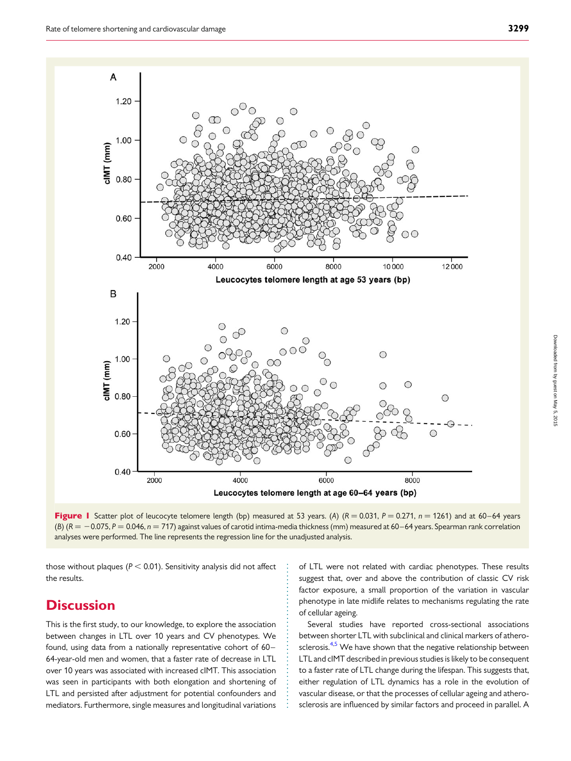Figure 1 Scatter plot of leucocyte telomere length (bp) measured at 53 years. (A) ($R = 0.031$, $P = 0.271$, $n = 1261$) and at 60–64 years (B) ($R = -0.075$, $P = 0.046$, $n = 717$) against values of carotid intima-media thickness (mm) measured at 60–64 years. Spearman rank correlation analyses were performed. The line represents the regression line for the unadjusted analysis.

those without plaques ($P < 0.01$). Sensitivity analysis did not affect the results.

## Discussion

This is the first study, to our knowledge, to explore the association between changes in LTL over 10 years and CV phenotypes. We found, using data from a nationally representative cohort of 60–64-year-old men and women, that a faster rate of decrease in LTL over 10 years was associated with increased cIMT. This association was seen in participants with both elongation and shortening of LTL and persisted after adjustment for potential confounders and mediators. Furthermore, single measures and longitudinal variations of LTL were not related with cardiac phenotypes. These results suggest that, over and above the contribution of classic CV risk factor exposure, a small proportion of the variation in vascular phenotype in late midlife relates to mechanisms regulating the rate of cellular ageing.

Several studies have reported cross-sectional associations between shorter LTL with subclinical and clinical markers of atherosclerosis.[4,5] We have shown that the negative relationship between LTL and cIMT described in previous studies is likely to be consequent to a faster rate of LTL change during the lifespan. This suggests that, either regulation of LTL dynamics has a role in the evolution of vascular disease, or that the processes of cellular ageing and atherosclerosis are influenced by similar factors and proceed in parallel. A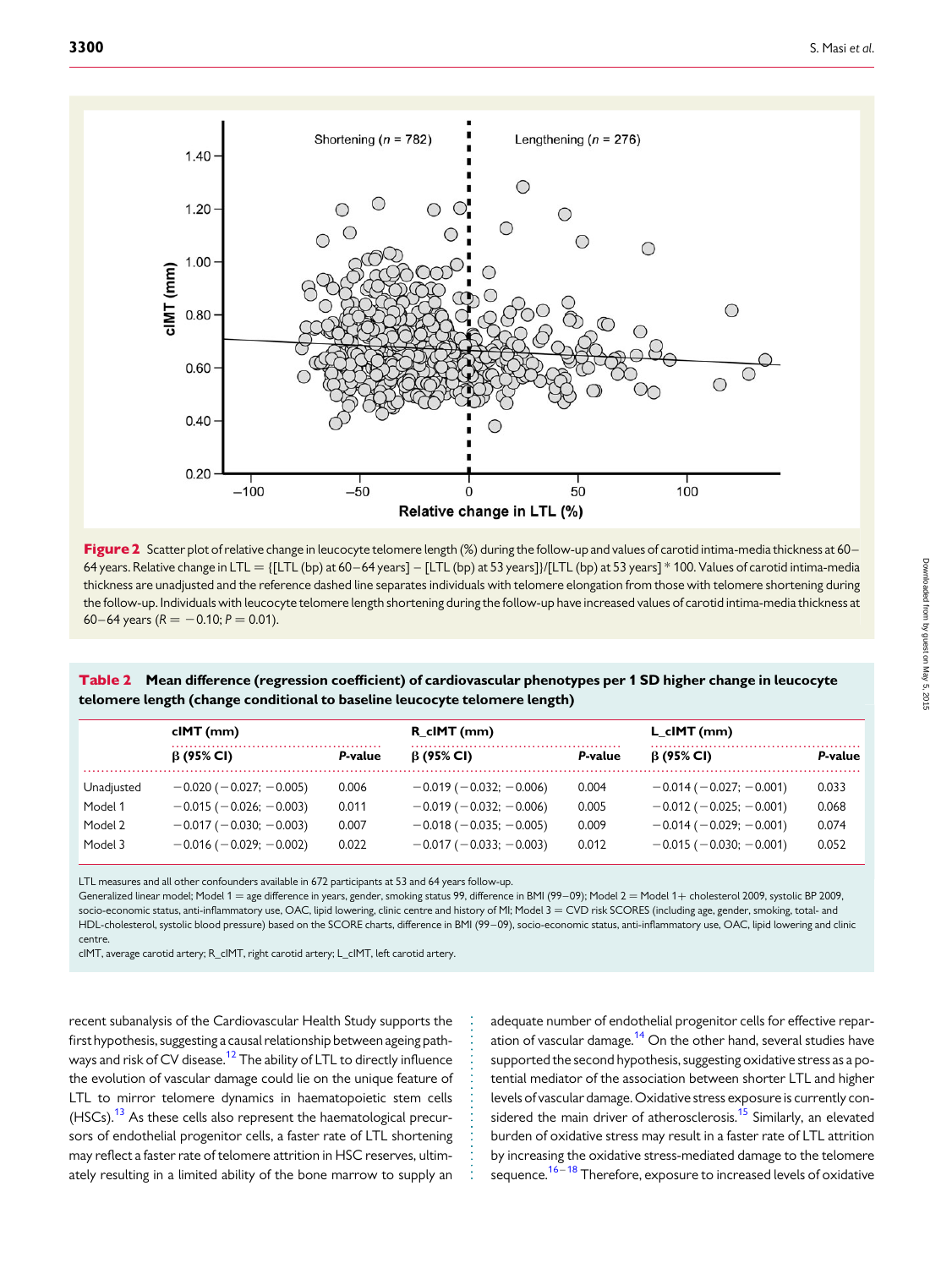**Figure 2** Scatter plot of relative change in leucocyte telomere length (%) during the follow-up and values of carotid intima-media thickness at 60–64 years. Relative change in LTL = {[LTL (bp) at 60–64 years] − [LTL (bp) at 53 years]}/[LTL (bp) at 53 years] * 100. Values of carotid intima-media thickness are unadjusted and the reference dashed line separates individuals with telomere elongation from those with telomere shortening during the follow-up. Individuals with leucocyte telomere length shortening during the follow-up have increased values of carotid intima-media thickness at 60–64 years ($R = -0.10$; $P = 0.01$).

**Table 2** Mean difference (regression coefficient) of cardiovascular phenotypes per 1 SD higher change in leucocyte telomere length (change conditional to baseline leucocyte telomere length)

| | cIMT (mm) | | R_cIMT (mm) | | L_cIMT (mm) | |
|---|---|---|---|---|---|---|
| | β (95% CI) | P-value | β (95% CI) | P-value | β (95% CI) | P-value |
| Unadjusted | −0.020 (−0.027; −0.005) | 0.006 | −0.019 (−0.032; −0.006) | 0.004 | −0.014 (−0.027; −0.001) | 0.033 |
| Model 1 | −0.015 (−0.026; −0.003) | 0.011 | −0.019 (−0.032; −0.006) | 0.005 | −0.012 (−0.025; −0.001) | 0.068 |
| Model 2 | −0.017 (−0.030; −0.003) | 0.007 | −0.018 (−0.035; −0.005) | 0.009 | −0.014 (−0.029; −0.001) | 0.074 |
| Model 3 | −0.016 (−0.029; −0.002) | 0.022 | −0.017 (−0.033; −0.003) | 0.012 | −0.015 (−0.030; −0.001) | 0.052 |

LTL measures and all other confounders available in 672 participants at 53 and 64 years follow-up.
Generalized linear model; Model 1 = age difference in years, gender, smoking status 99, difference in BMI (99–09); Model 2 = Model 1+ cholesterol 2009, systolic BP 2009, socio-economic status, anti-inflammatory use, OAC, lipid lowering, clinic centre and history of MI; Model 3 = CVD risk SCORES (including age, gender, smoking, total- and HDL-cholesterol, systolic blood pressure) based on the SCORE charts, difference in BMI (99–09), socio-economic status, anti-inflammatory use, OAC, lipid lowering and clinic centre.
cIMT, average carotid artery; R_cIMT, right carotid artery; L_cIMT, left carotid artery.

recent subanalysis of the Cardiovascular Health Study supports the first hypothesis, suggesting a causal relationship between ageing pathways and risk of CV disease.[12] The ability of LTL to directly influence the evolution of vascular damage could lie on the unique feature of LTL to mirror telomere dynamics in haematopoietic stem cells (HSCs).[13] As these cells also represent the haematological precursors of endothelial progenitor cells, a faster rate of LTL shortening may reflect a faster rate of telomere attrition in HSC reserves, ultimately resulting in a limited ability of the bone marrow to supply an adequate number of endothelial progenitor cells for effective reparation of vascular damage.[14] On the other hand, several studies have supported the second hypothesis, suggesting oxidative stress as a potential mediator of the association between shorter LTL and higher levels of vascular damage. Oxidative stress exposure is currently considered the main driver of atherosclerosis.[15] Similarly, an elevated burden of oxidative stress may result in a faster rate of LTL attrition by increasing the oxidative stress-mediated damage to the telomere sequence.[16–18] Therefore, exposure to increased levels of oxidative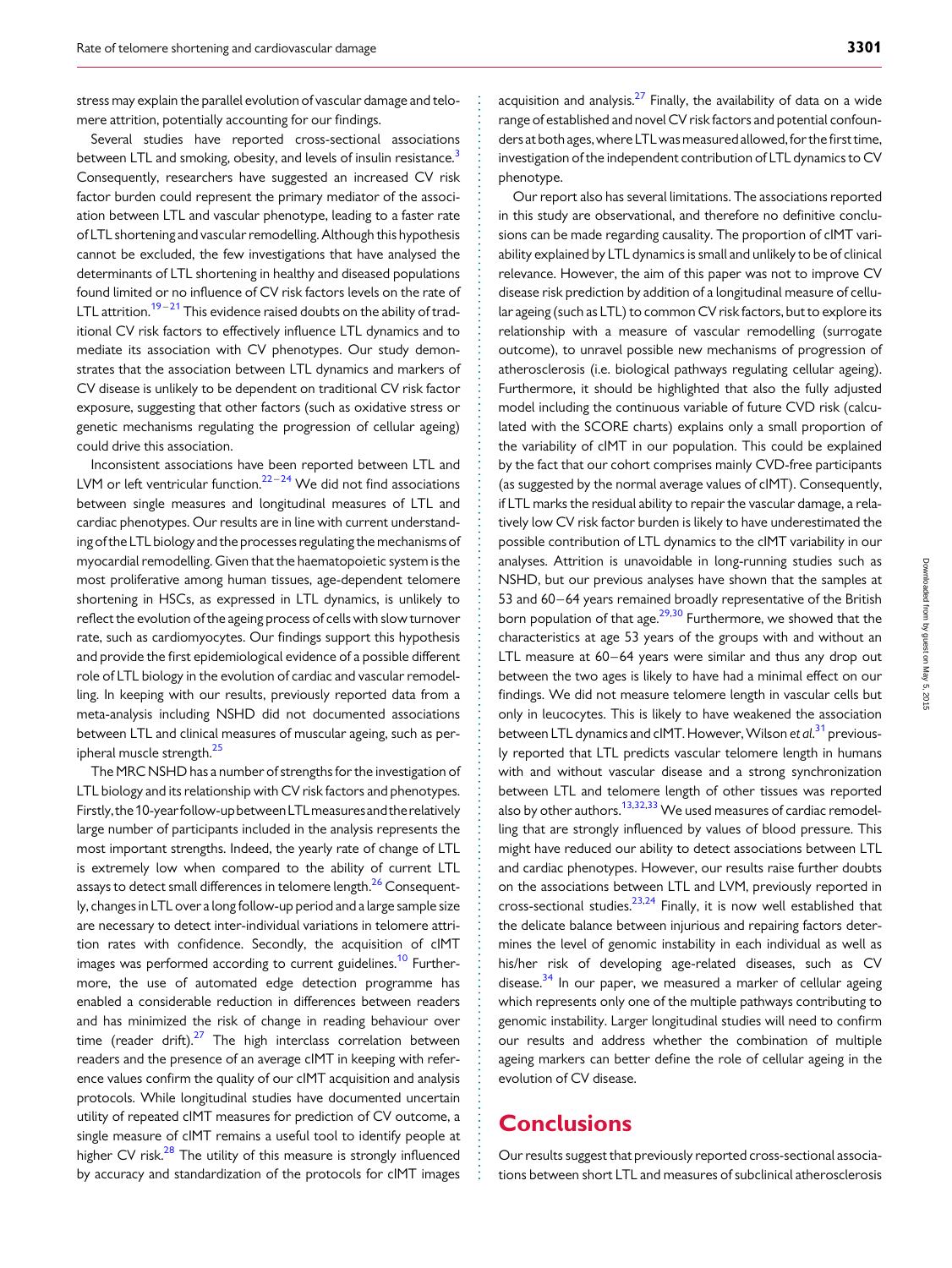stress may explain the parallel evolution of vascular damage and telomere attrition, potentially accounting for our findings.

Several studies have reported cross-sectional associations between LTL and smoking, obesity, and levels of insulin resistance.[3] Consequently, researchers have suggested an increased CV risk factor burden could represent the primary mediator of the association between LTL and vascular phenotype, leading to a faster rate of LTL shortening and vascular remodelling. Although this hypothesis cannot be excluded, the few investigations that have analysed the determinants of LTL shortening in healthy and diseased populations found limited or no influence of CV risk factors levels on the rate of LTL attrition.[19–21] This evidence raised doubts on the ability of traditional CV risk factors to effectively influence LTL dynamics and to mediate its association with CV phenotypes. Our study demonstrates that the association between LTL dynamics and markers of CV disease is unlikely to be dependent on traditional CV risk factor exposure, suggesting that other factors (such as oxidative stress or genetic mechanisms regulating the progression of cellular ageing) could drive this association.

Inconsistent associations have been reported between LTL and LVM or left ventricular function.[22–24] We did not find associations between single measures and longitudinal measures of LTL and cardiac phenotypes. Our results are in line with current understanding of the LTL biology and the processes regulating the mechanisms of myocardial remodelling. Given that the haematopoietic system is the most proliferative among human tissues, age-dependent telomere shortening in HSCs, as expressed in LTL dynamics, is unlikely to reflect the evolution of the ageing process of cells with slow turnover rate, such as cardiomyocytes. Our findings support this hypothesis and provide the first epidemiological evidence of a possible different role of LTL biology in the evolution of cardiac and vascular remodelling. In keeping with our results, previously reported data from a meta-analysis including NSHD did not documented associations between LTL and clinical measures of muscular ageing, such as peripheral muscle strength.[25]

The MRC NSHD has a number of strengths for the investigation of LTL biology and its relationship with CV risk factors and phenotypes. Firstly, the 10-year follow-up between LTL measures and the relatively large number of participants included in the analysis represents the most important strengths. Indeed, the yearly rate of change of LTL is extremely low when compared to the ability of current LTL assays to detect small differences in telomere length.[26] Consequently, changes in LTL over a long follow-up period and a large sample size are necessary to detect inter-individual variations in telomere attrition rates with confidence. Secondly, the acquisition of cIMT images was performed according to current guidelines.[10] Furthermore, the use of automated edge detection programme has enabled a considerable reduction in differences between readers and has minimized the risk of change in reading behaviour over time (reader drift).[27] The high interclass correlation between readers and the presence of an average cIMT in keeping with reference values confirm the quality of our cIMT acquisition and analysis protocols. While longitudinal studies have documented uncertain utility of repeated cIMT measures for prediction of CV outcome, a single measure of cIMT remains a useful tool to identify people at higher CV risk.[28] The utility of this measure is strongly influenced by accuracy and standardization of the protocols for cIMT images acquisition and analysis.[27] Finally, the availability of data on a wide range of established and novel CV risk factors and potential confounders at both ages, where LTL was measured allowed, for the first time, investigation of the independent contribution of LTL dynamics to CV phenotype.

Our report also has several limitations. The associations reported in this study are observational, and therefore no definitive conclusions can be made regarding causality. The proportion of cIMT variability explained by LTL dynamics is small and unlikely to be of clinical relevance. However, the aim of this paper was not to improve CV disease risk prediction by addition of a longitudinal measure of cellular ageing (such as LTL) to common CV risk factors, but to explore its relationship with a measure of vascular remodelling (surrogate outcome), to unravel possible new mechanisms of progression of atherosclerosis (i.e. biological pathways regulating cellular ageing). Furthermore, it should be highlighted that also the fully adjusted model including the continuous variable of future CVD risk (calculated with the SCORE charts) explains only a small proportion of the variability of cIMT in our population. This could be explained by the fact that our cohort comprises mainly CVD-free participants (as suggested by the normal average values of cIMT). Consequently, if LTL marks the residual ability to repair the vascular damage, a relatively low CV risk factor burden is likely to have underestimated the possible contribution of LTL dynamics to the cIMT variability in our analyses. Attrition is unavoidable in long-running studies such as NSHD, but our previous analyses have shown that the samples at 53 and 60–64 years remained broadly representative of the British born population of that age.[29,30] Furthermore, we showed that the characteristics at age 53 years of the groups with and without an LTL measure at 60–64 years were similar and thus any drop out between the two ages is likely to have had a minimal effect on our findings. We did not measure telomere length in vascular cells but only in leucocytes. This is likely to have weakened the association between LTL dynamics and cIMT. However, Wilson *et al.*[31] previously reported that LTL predicts vascular telomere length in humans with and without vascular disease and a strong synchronization between LTL and telomere length of other tissues was reported also by other authors.[13,32,33] We used measures of cardiac remodelling that are strongly influenced by values of blood pressure. This might have reduced our ability to detect associations between LTL and cardiac phenotypes. However, our results raise further doubts on the associations between LTL and LVM, previously reported in cross-sectional studies.[23,24] Finally, it is now well established that the delicate balance between injurious and repairing factors determines the level of genomic instability in each individual as well as his/her risk of developing age-related diseases, such as CV disease.[34] In our paper, we measured a marker of cellular ageing which represents only one of the multiple pathways contributing to genomic instability. Larger longitudinal studies will need to confirm our results and address whether the combination of multiple ageing markers can better define the role of cellular ageing in the evolution of CV disease.

## Conclusions

Our results suggest that previously reported cross-sectional associations between short LTL and measures of subclinical atherosclerosis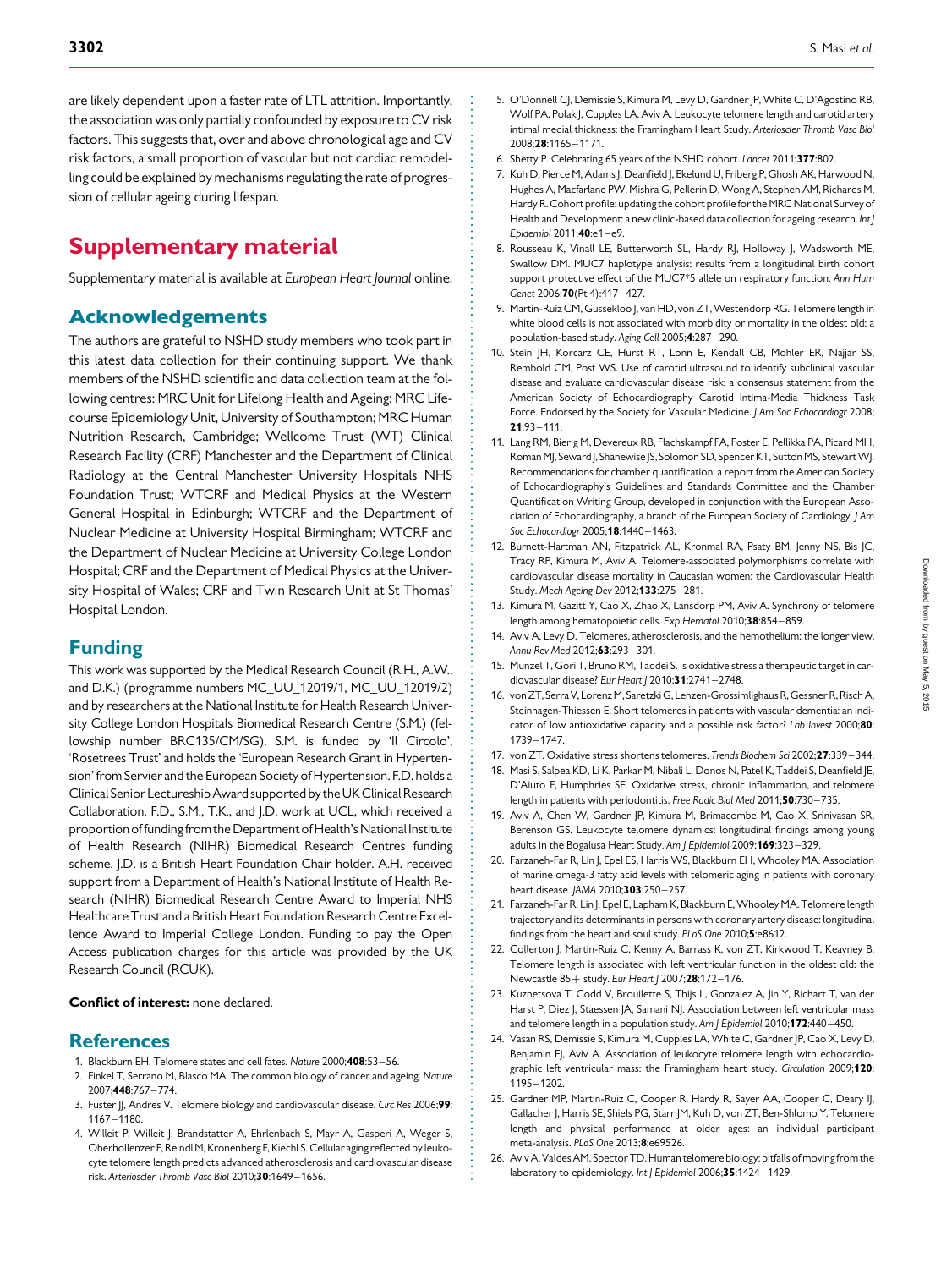are likely dependent upon a faster rate of LTL attrition. Importantly, the association was only partially confounded by exposure to CV risk factors. This suggests that, over and above chronological age and CV risk factors, a small proportion of vascular but not cardiac remodelling could be explained by mechanisms regulating the rate of progression of cellular ageing during lifespan.

# Supplementary material

Supplementary material is available at *European Heart Journal* online.

## Acknowledgements

The authors are grateful to NSHD study members who took part in this latest data collection for their continuing support. We thank members of the NSHD scientific and data collection team at the following centres: MRC Unit for Lifelong Health and Ageing; MRC Lifecourse Epidemiology Unit, University of Southampton; MRC Human Nutrition Research, Cambridge; Wellcome Trust (WT) Clinical Research Facility (CRF) Manchester and the Department of Clinical Radiology at the Central Manchester University Hospitals NHS Foundation Trust; WTCRF and Medical Physics at the Western General Hospital in Edinburgh; WTCRF and the Department of Nuclear Medicine at University Hospital Birmingham; WTCRF and the Department of Nuclear Medicine at University College London Hospital; CRF and the Department of Medical Physics at the University Hospital of Wales; CRF and Twin Research Unit at St Thomas' Hospital London.

## Funding

This work was supported by the Medical Research Council (R.H., A.W., and D.K.) (programme numbers MC_UU_12019/1, MC_UU_12019/2) and by researchers at the National Institute for Health Research University College London Hospitals Biomedical Research Centre (S.M.) (fellowship number BRC135/CM/SG). S.M. is funded by 'Il Circolo', 'Rosetrees Trust' and holds the 'European Research Grant in Hypertension' from Servier and the European Society of Hypertension. F.D. holds a Clinical Senior Lectureship Award supported by the UK Clinical Research Collaboration. F.D., S.M., T.K., and J.D. work at UCL, which received a proportion of funding from the Department of Health's National Institute of Health Research (NIHR) Biomedical Research Centres funding scheme. J.D. is a British Heart Foundation Chair holder. A.H. received support from a Department of Health's National Institute of Health Research (NIHR) Biomedical Research Centre Award to Imperial NHS Healthcare Trust and a British Heart Foundation Research Centre Excellence Award to Imperial College London. Funding to pay the Open Access publication charges for this article was provided by the UK Research Council (RCUK).

**Conflict of interest:** none declared.

## References

1. Blackburn EH. Telomere states and cell fates. *Nature* 2000;**408**:53–56.
2. Finkel T, Serrano M, Blasco MA. The common biology of cancer and ageing. *Nature* 2007;**448**:767–774.
3. Fuster JJ, Andres V. Telomere biology and cardiovascular disease. *Circ Res* 2006;**99**: 1167–1180.
4. Willeit P, Willeit J, Brandstatter A, Ehrlenbach S, Mayr A, Gasperi A, Weger S, Oberhollenzer F, Reindl M, Kronenberg F, Kiechl S. Cellular aging reflected by leukocyte telomere length predicts advanced atherosclerosis and cardiovascular disease risk. *Arterioscler Thromb Vasc Biol* 2010;**30**:1649–1656.
5. O'Donnell CJ, Demissie S, Kimura M, Levy D, Gardner JP, White C, D'Agostino RB, Wolf PA, Polak J, Cupples LA, Aviv A. Leukocyte telomere length and carotid artery intimal medial thickness: the Framingham Heart Study. *Arterioscler Thromb Vasc Biol* 2008;**28**:1165–1171.
6. Shetty P. Celebrating 65 years of the NSHD cohort. *Lancet* 2011;**377**:802.
7. Kuh D, Pierce M, Adams J, Deanfield J, Ekelund U, Friberg P, Ghosh AK, Harwood N, Hughes A, Macfarlane PW, Mishra G, Pellerin D, Wong A, Stephen AM, Richards M, Hardy R. Cohort profile: updating the cohort profile for the MRC National Survey of Health and Development: a new clinic-based data collection for ageing research. *Int J Epidemiol* 2011;**40**:e1–e9.
8. Rousseau K, Vinall LE, Butterworth SL, Hardy RJ, Holloway J, Wadsworth ME, Swallow DM. MUC7 haplotype analysis: results from a longitudinal birth cohort support protective effect of the MUC7*5 allele on respiratory function. *Ann Hum Genet* 2006;**70**(Pt 4):417–427.
9. Martin-Ruiz CM, Gussekloo J, van HD, von ZT, Westendorp RG. Telomere length in white blood cells is not associated with morbidity or mortality in the oldest old: a population-based study. *Aging Cell* 2005;**4**:287–290.
10. Stein JH, Korcarz CE, Hurst RT, Lonn E, Kendall CB, Mohler ER, Najjar SS, Rembold CM, Post WS. Use of carotid ultrasound to identify subclinical vascular disease and evaluate cardiovascular disease risk: a consensus statement from the American Society of Echocardiography Carotid Intima-Media Thickness Task Force. Endorsed by the Society for Vascular Medicine. *J Am Soc Echocardiogr* 2008; **21**:93–111.
11. Lang RM, Bierig M, Devereux RB, Flachskampf FA, Foster E, Pellikka PA, Picard MH, Roman MJ, Seward J, Shanewise JS, Solomon SD, Spencer KT, Sutton MS, Stewart WJ. Recommendations for chamber quantification: a report from the American Society of Echocardiography's Guidelines and Standards Committee and the Chamber Quantification Writing Group, developed in conjunction with the European Association of Echocardiography, a branch of the European Society of Cardiology. *J Am Soc Echocardiogr* 2005;**18**:1440–1463.
12. Burnett-Hartman AN, Fitzpatrick AL, Kronmal RA, Psaty BM, Jenny NS, Bis JC, Tracy RP, Kimura M, Aviv A. Telomere-associated polymorphisms correlate with cardiovascular disease mortality in Caucasian women: the Cardiovascular Health Study. *Mech Ageing Dev* 2012;**133**:275–281.
13. Kimura M, Gazitt Y, Cao X, Zhao X, Lansdorp PM, Aviv A. Synchrony of telomere length among hematopoietic cells. *Exp Hematol* 2010;**38**:854–859.
14. Aviv A, Levy D. Telomeres, atherosclerosis, and the hemothelium: the longer view. *Annu Rev Med* 2012;**63**:293–301.
15. Munzel T, Gori T, Bruno RM, Taddei S. Is oxidative stress a therapeutic target in cardiovascular disease? *Eur Heart J* 2010;**31**:2741–2748.
16. von ZT, Serra V, Lorenz M, Saretzki G, Lenzen-Grossimlighaus R, Gessner R, Risch A, Steinhagen-Thiessen E. Short telomeres in patients with vascular dementia: an indicator of low antioxidative capacity and a possible risk factor? *Lab Invest* 2000;**80**: 1739–1747.
17. von ZT. Oxidative stress shortens telomeres. *Trends Biochem Sci* 2002;**27**:339–344.
18. Masi S, Salpea KD, Li K, Parkar M, Nibali L, Donos N, Patel K, Taddei S, Deanfield JE, D'Aiuto F, Humphries SE. Oxidative stress, chronic inflammation, and telomere length in patients with periodontitis. *Free Radic Biol Med* 2011;**50**:730–735.
19. Aviv A, Chen W, Gardner JP, Kimura M, Brimacombe M, Cao X, Srinivasan SR, Berenson GS. Leukocyte telomere dynamics: longitudinal findings among young adults in the Bogalusa Heart Study. *Am J Epidemiol* 2009;**169**:323–329.
20. Farzaneh-Far R, Lin J, Epel ES, Harris WS, Blackburn EH, Whooley MA. Association of marine omega-3 fatty acid levels with telomeric aging in patients with coronary heart disease. *JAMA* 2010;**303**:250–257.
21. Farzaneh-Far R, Lin J, Epel E, Lapham K, Blackburn E, Whooley MA. Telomere length trajectory and its determinants in persons with coronary artery disease: longitudinal findings from the heart and soul study. *PLoS One* 2010;**5**:e8612.
22. Collerton J, Martin-Ruiz C, Kenny A, Barrass K, von ZT, Kirkwood T, Keavney B. Telomere length is associated with left ventricular function in the oldest old: the Newcastle 85+ study. *Eur Heart J* 2007;**28**:172–176.
23. Kuznetsova T, Codd V, Brouilette S, Thijs L, Gonzalez A, Jin Y, Richart T, van der Harst P, Diez J, Staessen JA, Samani NJ. Association between left ventricular mass and telomere length in a population study. *Am J Epidemiol* 2010;**172**:440–450.
24. Vasan RS, Demissie S, Kimura M, Cupples LA, White C, Gardner JP, Cao X, Levy D, Benjamin EJ, Aviv A. Association of leukocyte telomere length with echocardiographic left ventricular mass: the Framingham heart study. *Circulation* 2009;**120**: 1195–1202.
25. Gardner MP, Martin-Ruiz C, Cooper R, Hardy R, Sayer AA, Cooper C, Deary IJ, Gallacher J, Harris SE, Shiels PG, Starr JM, Kuh D, von ZT, Ben-Shlomo Y. Telomere length and physical performance at older ages: an individual participant meta-analysis. *PLoS One* 2013;**8**:e69526.
26. Aviv A, Valdes AM, Spector TD. Human telomere biology: pitfalls of moving from the laboratory to epidemiology. *Int J Epidemiol* 2006;**35**:1424–1429.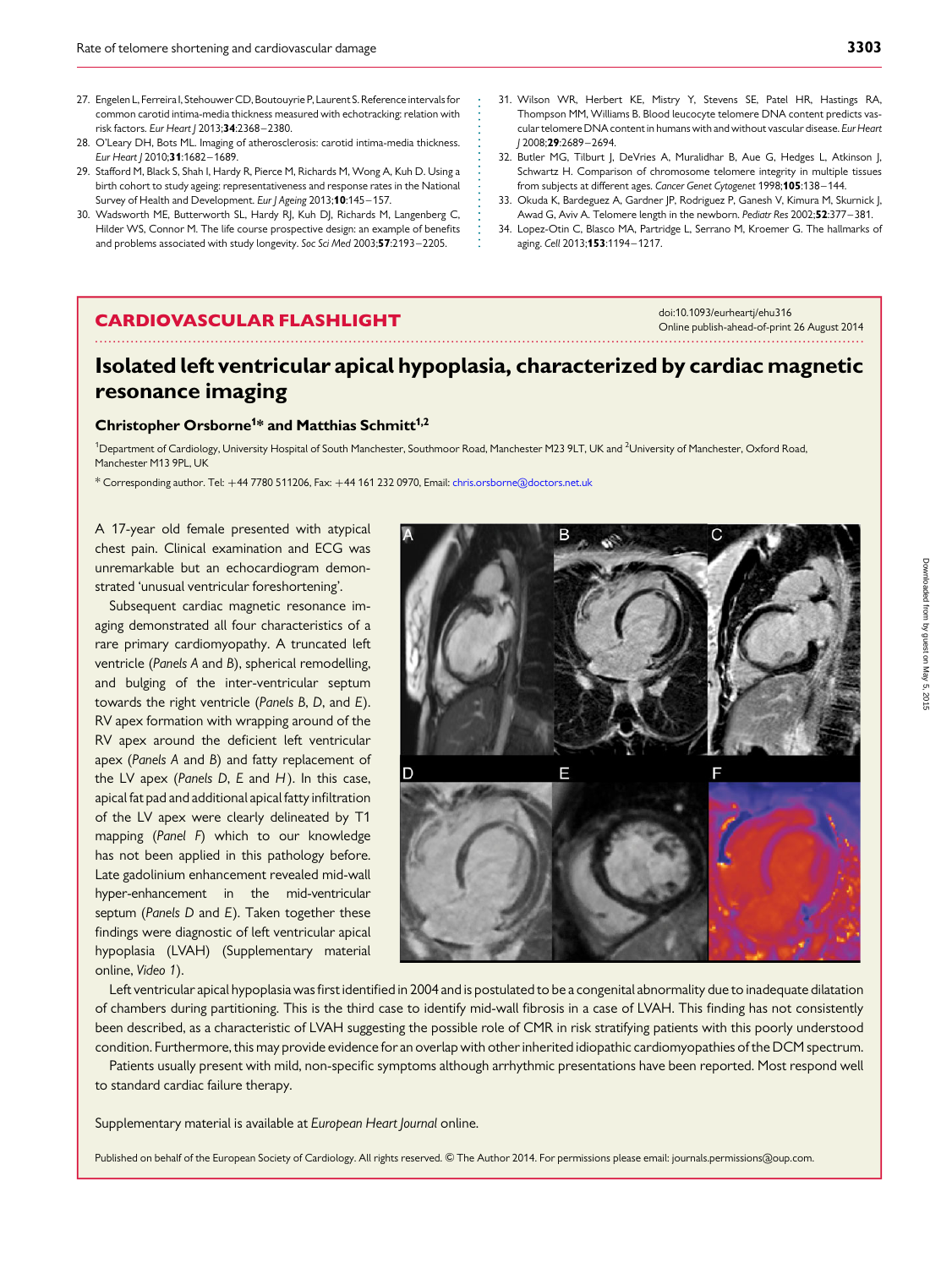27. Engelen L, Ferreira I, Stehouwer CD, Boutouyrie P, Laurent S. Reference intervals for common carotid intima-media thickness measured with echotracking: relation with risk factors. *Eur Heart J* 2013;**34**:2368–2380.
28. O'Leary DH, Bots ML. Imaging of atherosclerosis: carotid intima-media thickness. *Eur Heart J* 2010;**31**:1682–1689.
29. Stafford M, Black S, Shah I, Hardy R, Pierce M, Richards M, Wong A, Kuh D. Using a birth cohort to study ageing: representativeness and response rates in the National Survey of Health and Development. *Eur J Ageing* 2013;**10**:145–157.
30. Wadsworth ME, Butterworth SL, Hardy RJ, Kuh DJ, Richards M, Langenberg C, Hilder WS, Connor M. The life course prospective design: an example of benefits and problems associated with study longevity. *Soc Sci Med* 2003;**57**:2193–2205.
31. Wilson WR, Herbert KE, Mistry Y, Stevens SE, Patel HR, Hastings RA, Thompson MM, Williams B. Blood leucocyte telomere DNA content predicts vascular telomere DNA content in humans with and without vascular disease. *Eur Heart J* 2008;**29**:2689–2694.
32. Butler MG, Tilburt J, DeVries A, Muralidhar B, Aue G, Hedges L, Atkinson J, Schwartz H. Comparison of chromosome telomere integrity in multiple tissues from subjects at different ages. *Cancer Genet Cytogenet* 1998;**105**:138–144.
33. Okuda K, Bardeguez A, Gardner JP, Rodriguez P, Ganesh V, Kimura M, Skurnick J, Awad G, Aviv A. Telomere length in the newborn. *Pediatr Res* 2002;**52**:377–381.
34. Lopez-Otin C, Blasco MA, Partridge L, Serrano M, Kroemer G. The hallmarks of aging. *Cell* 2013;**153**:1194–1217.

## CARDIOVASCULAR FLASHLIGHT

doi:10.1093/eurheartj/ehu316
Online publish-ahead-of-print 26 August 2014

# Isolated left ventricular apical hypoplasia, characterized by cardiac magnetic resonance imaging

**Christopher Orsborne[1]\* and Matthias Schmitt[1,2]**

[1]Department of Cardiology, University Hospital of South Manchester, Southmoor Road, Manchester M23 9LT, UK and [2]University of Manchester, Oxford Road, Manchester M13 9PL, UK

\* Corresponding author. Tel: +44 7780 511206, Fax: +44 161 232 0970, Email: chris.orsborne@doctors.net.uk

A 17-year old female presented with atypical chest pain. Clinical examination and ECG was unremarkable but an echocardiogram demonstrated 'unusual ventricular foreshortening'.

Subsequent cardiac magnetic resonance imaging demonstrated all four characteristics of a rare primary cardiomyopathy. A truncated left ventricle (*Panels A* and *B*), spherical remodelling, and bulging of the inter-ventricular septum towards the right ventricle (*Panels B*, *D*, and *E*). RV apex formation with wrapping around of the RV apex around the deficient left ventricular apex (*Panels A* and *B*) and fatty replacement of the LV apex (*Panels D*, *E* and *H*). In this case, apical fat pad and additional apical fatty infiltration of the LV apex were clearly delineated by T1 mapping (*Panel F*) which to our knowledge has not been applied in this pathology before. Late gadolinium enhancement revealed mid-wall hyper-enhancement in the mid-ventricular septum (*Panels D* and *E*). Taken together these findings were diagnostic of left ventricular apical hypoplasia (LVAH) (Supplementary material online, *Video 1*).

Left ventricular apical hypoplasia was first identified in 2004 and is postulated to be a congenital abnormality due to inadequate dilatation of chambers during partitioning. This is the third case to identify mid-wall fibrosis in a case of LVAH. This finding has not consistently been described, as a characteristic of LVAH suggesting the possible role of CMR in risk stratifying patients with this poorly understood condition. Furthermore, this may provide evidence for an overlap with other inherited idiopathic cardiomyopathies of the DCM spectrum.

Patients usually present with mild, non-specific symptoms although arrhythmic presentations have been reported. Most respond well to standard cardiac failure therapy.

Supplementary material is available at *European Heart Journal* online.

Published on behalf of the European Society of Cardiology. All rights reserved. © The Author 2014. For permissions please email: journals.permissions@oup.com.